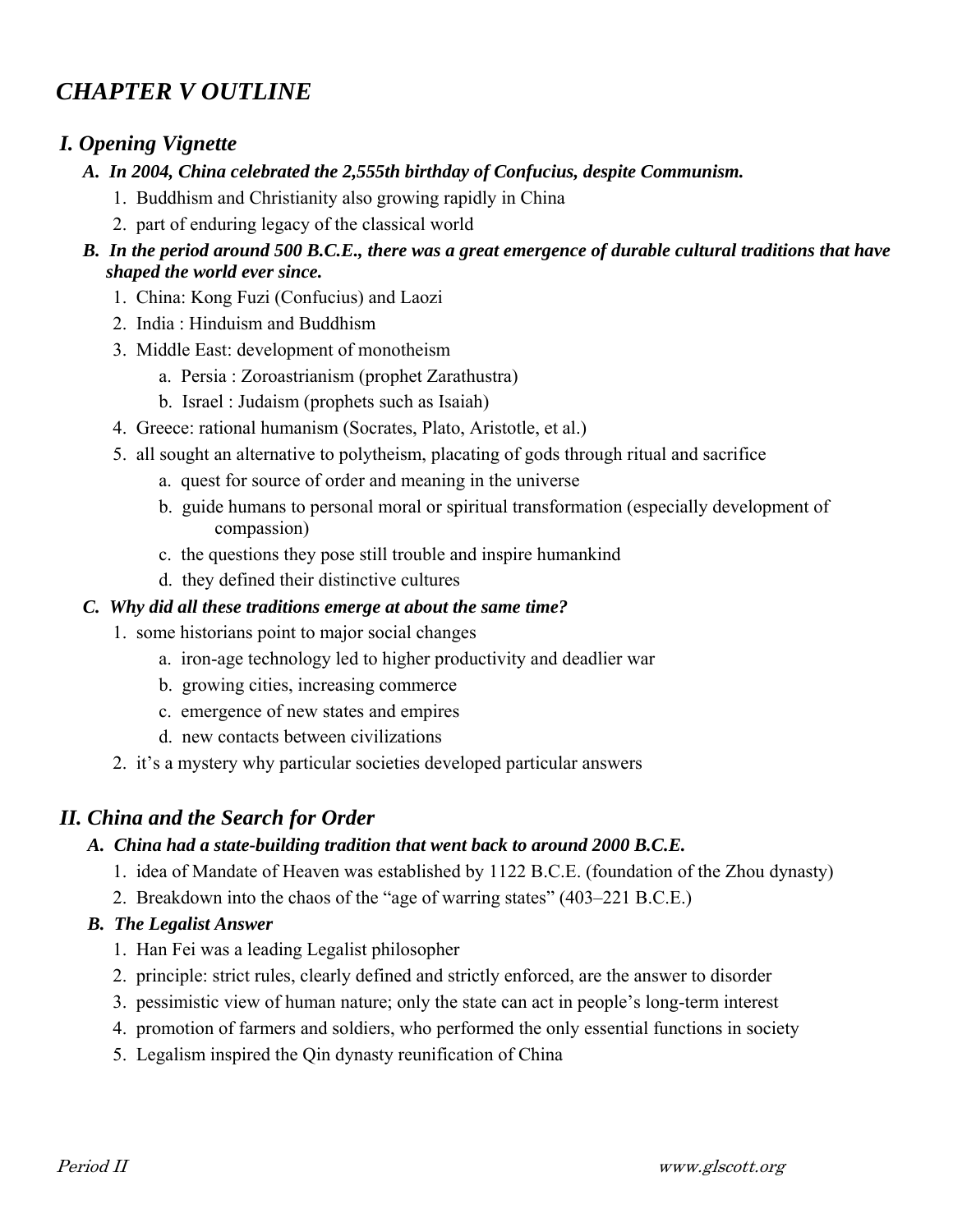# *CHAPTER V OUTLINE*

## *I. Opening Vignette*

### ***A. In 2004, China celebrated the 2,555th birthday of Confucius, despite Communism.***

1. Buddhism and Christianity also growing rapidly in China
2. part of enduring legacy of the classical world

### ***B. In the period around 500 B.C.E., there was a great emergence of durable cultural traditions that have shaped the world ever since.***

1. China: Kong Fuzi (Confucius) and Laozi
2. India : Hinduism and Buddhism
3. Middle East: development of monotheism
    a. Persia : Zoroastrianism (prophet Zarathustra)
    b. Israel : Judaism (prophets such as Isaiah)
4. Greece: rational humanism (Socrates, Plato, Aristotle, et al.)
5. all sought an alternative to polytheism, placating of gods through ritual and sacrifice
    a. quest for source of order and meaning in the universe
    b. guide humans to personal moral or spiritual transformation (especially development of compassion)
    c. the questions they pose still trouble and inspire humankind
    d. they defined their distinctive cultures

### ***C. Why did all these traditions emerge at about the same time?***

1. some historians point to major social changes
    a. iron-age technology led to higher productivity and deadlier war
    b. growing cities, increasing commerce
    c. emergence of new states and empires
    d. new contacts between civilizations
2. it's a mystery why particular societies developed particular answers

## *II. China and the Search for Order*

### ***A. China had a state-building tradition that went back to around 2000 B.C.E.***

1. idea of Mandate of Heaven was established by 1122 B.C.E. (foundation of the Zhou dynasty)
2. Breakdown into the chaos of the "age of warring states" (403–221 B.C.E.)

### ***B. The Legalist Answer***

1. Han Fei was a leading Legalist philosopher
2. principle: strict rules, clearly defined and strictly enforced, are the answer to disorder
3. pessimistic view of human nature; only the state can act in people's long-term interest
4. promotion of farmers and soldiers, who performed the only essential functions in society
5. Legalism inspired the Qin dynasty reunification of China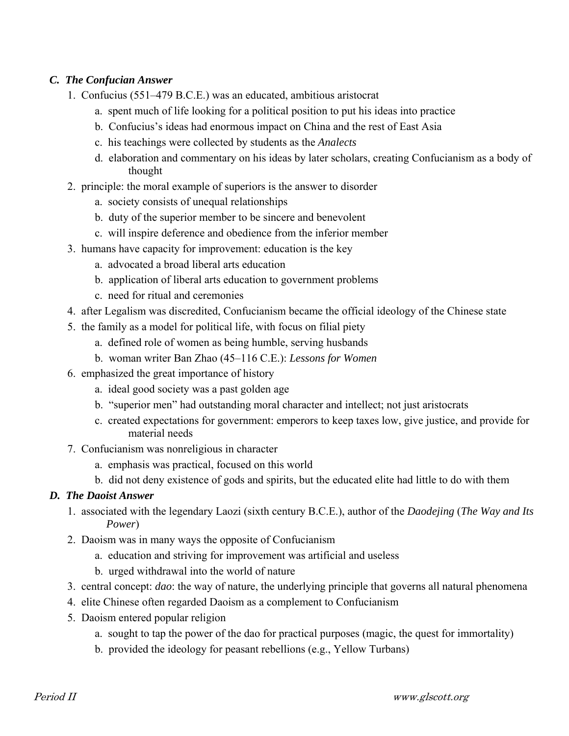### *C. The Confucian Answer*

1. Confucius (551–479 B.C.E.) was an educated, ambitious aristocrat
    a. spent much of life looking for a political position to put his ideas into practice
    b. Confucius's ideas had enormous impact on China and the rest of East Asia
    c. his teachings were collected by students as the *Analects*
    d. elaboration and commentary on his ideas by later scholars, creating Confucianism as a body of thought
2. principle: the moral example of superiors is the answer to disorder
    a. society consists of unequal relationships
    b. duty of the superior member to be sincere and benevolent
    c. will inspire deference and obedience from the inferior member
3. humans have capacity for improvement: education is the key
    a. advocated a broad liberal arts education
    b. application of liberal arts education to government problems
    c. need for ritual and ceremonies
4. after Legalism was discredited, Confucianism became the official ideology of the Chinese state
5. the family as a model for political life, with focus on filial piety
    a. defined role of women as being humble, serving husbands
    b. woman writer Ban Zhao (45–116 C.E.): *Lessons for Women*
6. emphasized the great importance of history
    a. ideal good society was a past golden age
    b. "superior men" had outstanding moral character and intellect; not just aristocrats
    c. created expectations for government: emperors to keep taxes low, give justice, and provide for material needs
7. Confucianism was nonreligious in character
    a. emphasis was practical, focused on this world
    b. did not deny existence of gods and spirits, but the educated elite had little to do with them

### *D. The Daoist Answer*

1. associated with the legendary Laozi (sixth century B.C.E.), author of the *Daodejing* (*The Way and Its Power*)
2. Daoism was in many ways the opposite of Confucianism
    a. education and striving for improvement was artificial and useless
    b. urged withdrawal into the world of nature
3. central concept: *dao*: the way of nature, the underlying principle that governs all natural phenomena
4. elite Chinese often regarded Daoism as a complement to Confucianism
5. Daoism entered popular religion
    a. sought to tap the power of the dao for practical purposes (magic, the quest for immortality)
    b. provided the ideology for peasant rebellions (e.g., Yellow Turbans)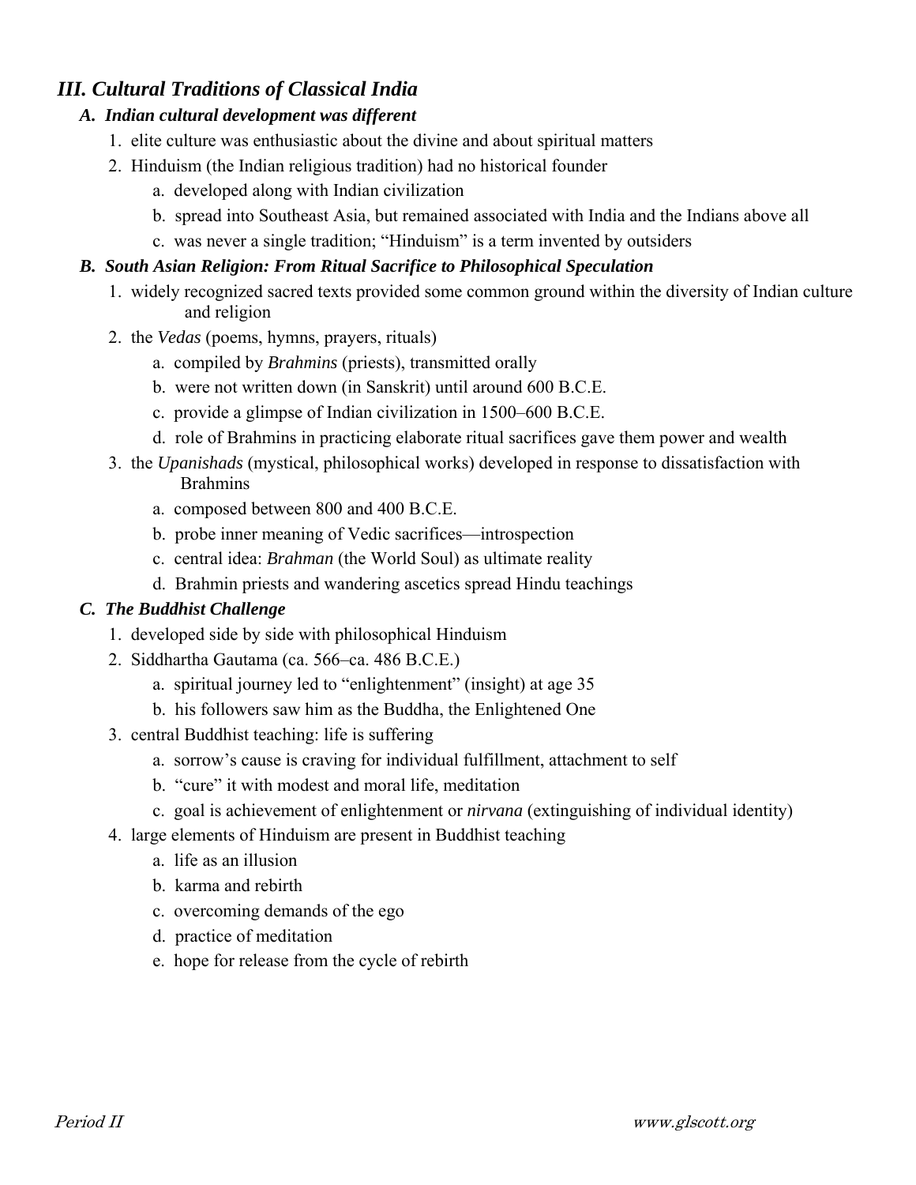## *III. Cultural Traditions of Classical India*

### *A. Indian cultural development was different*

1. elite culture was enthusiastic about the divine and about spiritual matters
2. Hinduism (the Indian religious tradition) had no historical founder
    a. developed along with Indian civilization
    b. spread into Southeast Asia, but remained associated with India and the Indians above all
    c. was never a single tradition; "Hinduism" is a term invented by outsiders

### *B. South Asian Religion: From Ritual Sacrifice to Philosophical Speculation*

1. widely recognized sacred texts provided some common ground within the diversity of Indian culture and religion
2. the *Vedas* (poems, hymns, prayers, rituals)
    a. compiled by *Brahmins* (priests), transmitted orally
    b. were not written down (in Sanskrit) until around 600 B.C.E.
    c. provide a glimpse of Indian civilization in 1500–600 B.C.E.
    d. role of Brahmins in practicing elaborate ritual sacrifices gave them power and wealth
3. the *Upanishads* (mystical, philosophical works) developed in response to dissatisfaction with Brahmins
    a. composed between 800 and 400 B.C.E.
    b. probe inner meaning of Vedic sacrifices—introspection
    c. central idea: *Brahman* (the World Soul) as ultimate reality
    d. Brahmin priests and wandering ascetics spread Hindu teachings

### *C. The Buddhist Challenge*

1. developed side by side with philosophical Hinduism
2. Siddhartha Gautama (ca. 566–ca. 486 B.C.E.)
    a. spiritual journey led to "enlightenment" (insight) at age 35
    b. his followers saw him as the Buddha, the Enlightened One
3. central Buddhist teaching: life is suffering
    a. sorrow's cause is craving for individual fulfillment, attachment to self
    b. "cure" it with modest and moral life, meditation
    c. goal is achievement of enlightenment or *nirvana* (extinguishing of individual identity)
4. large elements of Hinduism are present in Buddhist teaching
    a. life as an illusion
    b. karma and rebirth
    c. overcoming demands of the ego
    d. practice of meditation
    e. hope for release from the cycle of rebirth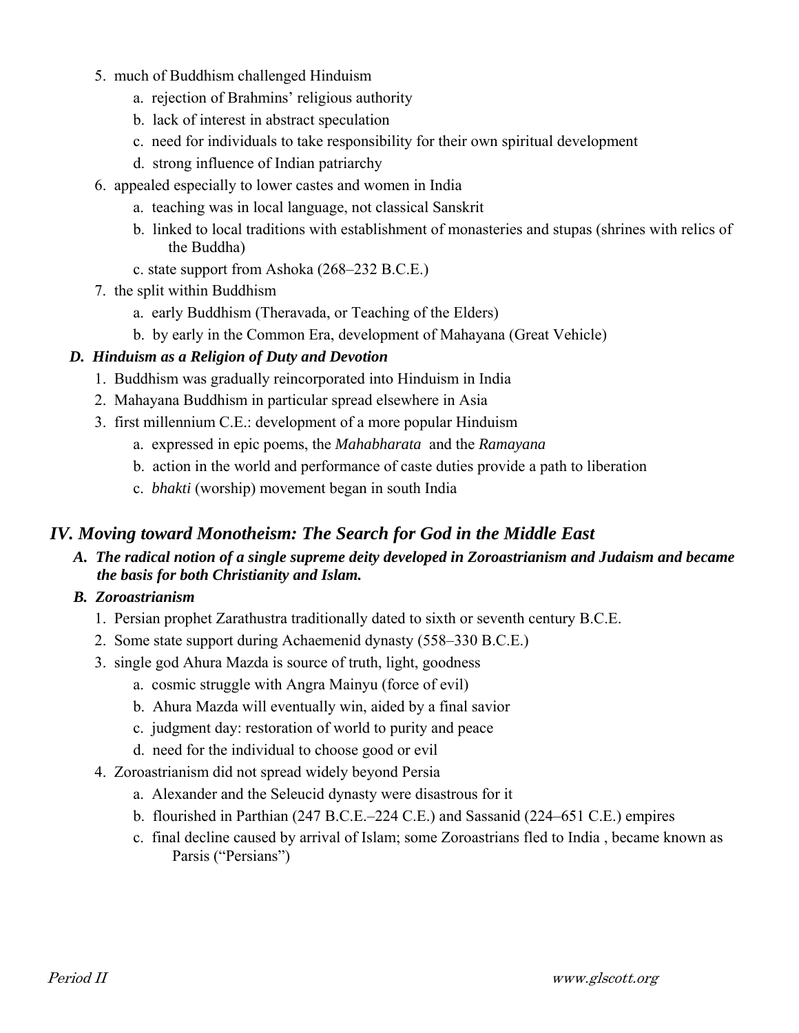5. much of Buddhism challenged Hinduism
    a. rejection of Brahmins' religious authority
    b. lack of interest in abstract speculation
    c. need for individuals to take responsibility for their own spiritual development
    d. strong influence of Indian patriarchy
6. appealed especially to lower castes and women in India
    a. teaching was in local language, not classical Sanskrit
    b. linked to local traditions with establishment of monasteries and stupas (shrines with relics of the Buddha)
    c. state support from Ashoka (268–232 B.C.E.)
7. the split within Buddhism
    a. early Buddhism (Theravada, or Teaching of the Elders)
    b. by early in the Common Era, development of Mahayana (Great Vehicle)

### *D. Hinduism as a Religion of Duty and Devotion*

1. Buddhism was gradually reincorporated into Hinduism in India
2. Mahayana Buddhism in particular spread elsewhere in Asia
3. first millennium C.E.: development of a more popular Hinduism
    a. expressed in epic poems, the *Mahabharata* and the *Ramayana*
    b. action in the world and performance of caste duties provide a path to liberation
    c. *bhakti* (worship) movement began in south India

## *IV. Moving toward Monotheism: The Search for God in the Middle East*

### *A. The radical notion of a single supreme deity developed in Zoroastrianism and Judaism and became the basis for both Christianity and Islam.*

### *B. Zoroastrianism*

1. Persian prophet Zarathustra traditionally dated to sixth or seventh century B.C.E.
2. Some state support during Achaemenid dynasty (558–330 B.C.E.)
3. single god Ahura Mazda is source of truth, light, goodness
    a. cosmic struggle with Angra Mainyu (force of evil)
    b. Ahura Mazda will eventually win, aided by a final savior
    c. judgment day: restoration of world to purity and peace
    d. need for the individual to choose good or evil
4. Zoroastrianism did not spread widely beyond Persia
    a. Alexander and the Seleucid dynasty were disastrous for it
    b. flourished in Parthian (247 B.C.E.–224 C.E.) and Sassanid (224–651 C.E.) empires
    c. final decline caused by arrival of Islam; some Zoroastrians fled to India , became known as Parsis ("Persians")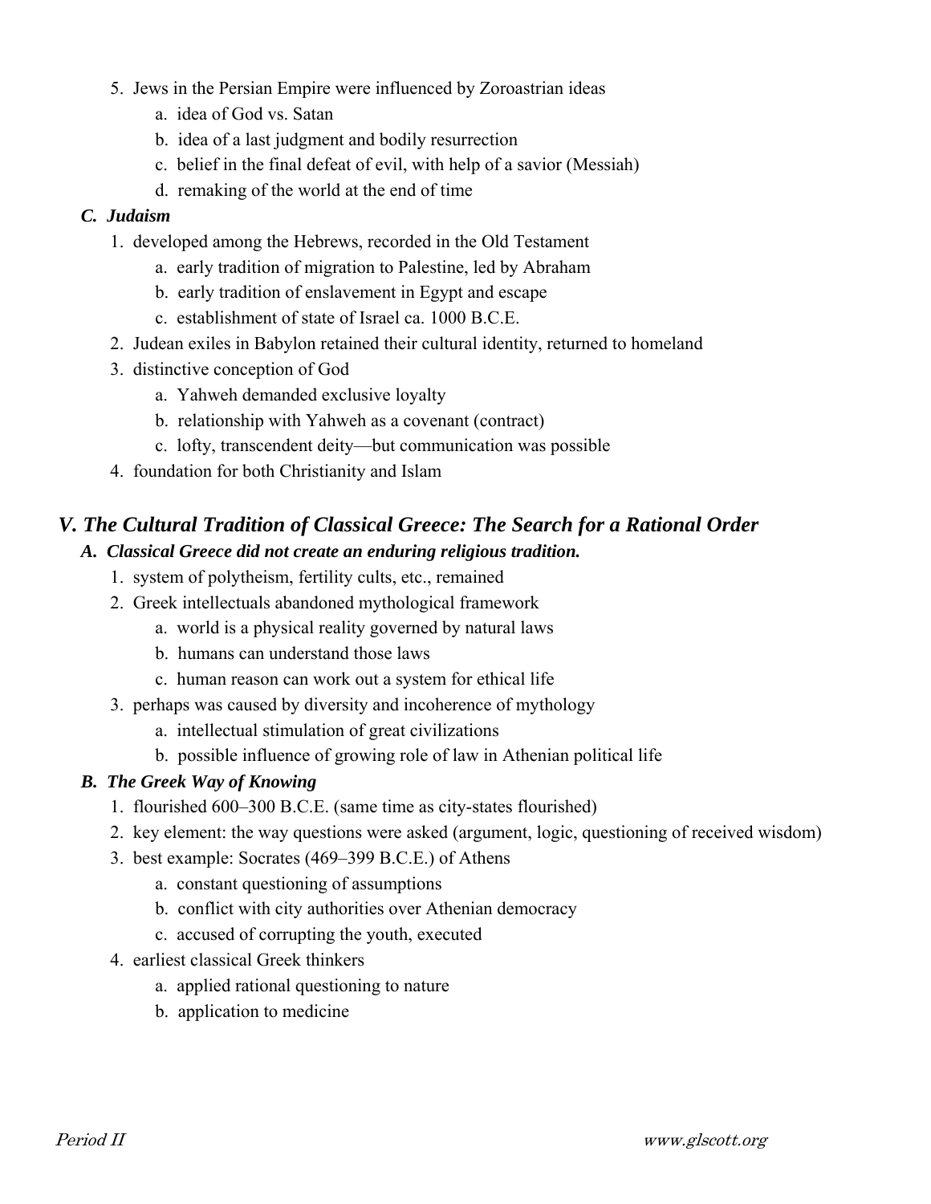5. Jews in the Persian Empire were influenced by Zoroastrian ideas
    a. idea of God vs. Satan
    b. idea of a last judgment and bodily resurrection
    c. belief in the final defeat of evil, with help of a savior (Messiah)
    d. remaking of the world at the end of time

### *C. Judaism*

1. developed among the Hebrews, recorded in the Old Testament
    a. early tradition of migration to Palestine, led by Abraham
    b. early tradition of enslavement in Egypt and escape
    c. establishment of state of Israel ca. 1000 B.C.E.
2. Judean exiles in Babylon retained their cultural identity, returned to homeland
3. distinctive conception of God
    a. Yahweh demanded exclusive loyalty
    b. relationship with Yahweh as a covenant (contract)
    c. lofty, transcendent deity—but communication was possible
4. foundation for both Christianity and Islam

## *V. The Cultural Tradition of Classical Greece: The Search for a Rational Order*

### *A. Classical Greece did not create an enduring religious tradition.*

1. system of polytheism, fertility cults, etc., remained
2. Greek intellectuals abandoned mythological framework
    a. world is a physical reality governed by natural laws
    b. humans can understand those laws
    c. human reason can work out a system for ethical life
3. perhaps was caused by diversity and incoherence of mythology
    a. intellectual stimulation of great civilizations
    b. possible influence of growing role of law in Athenian political life

### *B. The Greek Way of Knowing*

1. flourished 600–300 B.C.E. (same time as city-states flourished)
2. key element: the way questions were asked (argument, logic, questioning of received wisdom)
3. best example: Socrates (469–399 B.C.E.) of Athens
    a. constant questioning of assumptions
    b. conflict with city authorities over Athenian democracy
    c. accused of corrupting the youth, executed
4. earliest classical Greek thinkers
    a. applied rational questioning to nature
    b. application to medicine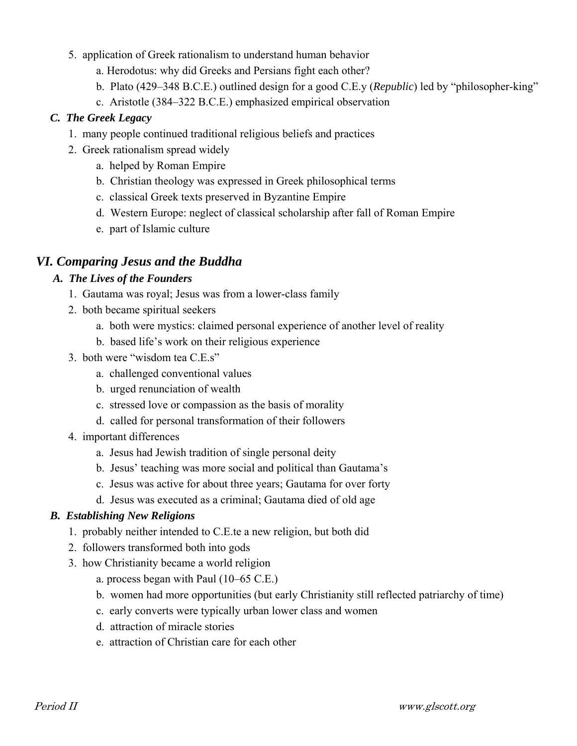5. application of Greek rationalism to understand human behavior
    a. Herodotus: why did Greeks and Persians fight each other?
    b. Plato (429–348 B.C.E.) outlined design for a good C.E.y (*Republic*) led by "philosopher-king"
    c. Aristotle (384–322 B.C.E.) emphasized empirical observation

### *C. The Greek Legacy*

1. many people continued traditional religious beliefs and practices
2. Greek rationalism spread widely
    a. helped by Roman Empire
    b. Christian theology was expressed in Greek philosophical terms
    c. classical Greek texts preserved in Byzantine Empire
    d. Western Europe: neglect of classical scholarship after fall of Roman Empire
    e. part of Islamic culture

## *VI. Comparing Jesus and the Buddha*

### *A. The Lives of the Founders*

1. Gautama was royal; Jesus was from a lower-class family
2. both became spiritual seekers
    a. both were mystics: claimed personal experience of another level of reality
    b. based life's work on their religious experience
3. both were "wisdom tea C.E.s"
    a. challenged conventional values
    b. urged renunciation of wealth
    c. stressed love or compassion as the basis of morality
    d. called for personal transformation of their followers
4. important differences
    a. Jesus had Jewish tradition of single personal deity
    b. Jesus' teaching was more social and political than Gautama's
    c. Jesus was active for about three years; Gautama for over forty
    d. Jesus was executed as a criminal; Gautama died of old age

### *B. Establishing New Religions*

1. probably neither intended to C.E.te a new religion, but both did
2. followers transformed both into gods
3. how Christianity became a world religion
    a. process began with Paul (10–65 C.E.)
    b. women had more opportunities (but early Christianity still reflected patriarchy of time)
    c. early converts were typically urban lower class and women
    d. attraction of miracle stories
    e. attraction of Christian care for each other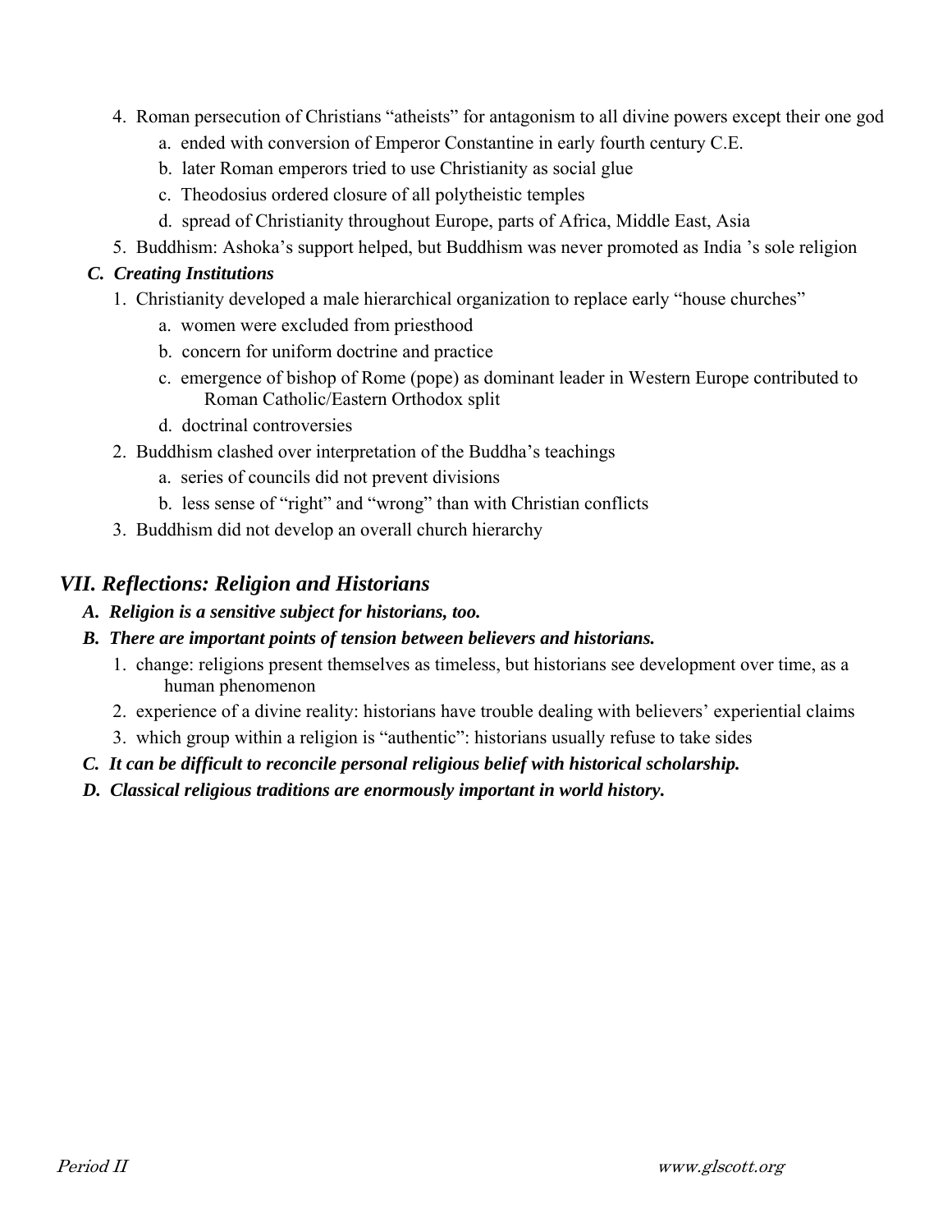4. Roman persecution of Christians "atheists" for antagonism to all divine powers except their one god
    a. ended with conversion of Emperor Constantine in early fourth century C.E.
    b. later Roman emperors tried to use Christianity as social glue
    c. Theodosius ordered closure of all polytheistic temples
    d. spread of Christianity throughout Europe, parts of Africa, Middle East, Asia
5. Buddhism: Ashoka's support helped, but Buddhism was never promoted as India 's sole religion

### *C. Creating Institutions*

1. Christianity developed a male hierarchical organization to replace early "house churches"
    a. women were excluded from priesthood
    b. concern for uniform doctrine and practice
    c. emergence of bishop of Rome (pope) as dominant leader in Western Europe contributed to Roman Catholic/Eastern Orthodox split
    d. doctrinal controversies
2. Buddhism clashed over interpretation of the Buddha's teachings
    a. series of councils did not prevent divisions
    b. less sense of "right" and "wrong" than with Christian conflicts
3. Buddhism did not develop an overall church hierarchy

## *VII. Reflections: Religion and Historians*

***A. Religion is a sensitive subject for historians, too.***

***B. There are important points of tension between believers and historians.***

1. change: religions present themselves as timeless, but historians see development over time, as a human phenomenon
2. experience of a divine reality: historians have trouble dealing with believers' experiential claims
3. which group within a religion is "authentic": historians usually refuse to take sides

***C. It can be difficult to reconcile personal religious belief with historical scholarship.***

***D. Classical religious traditions are enormously important in world history.***